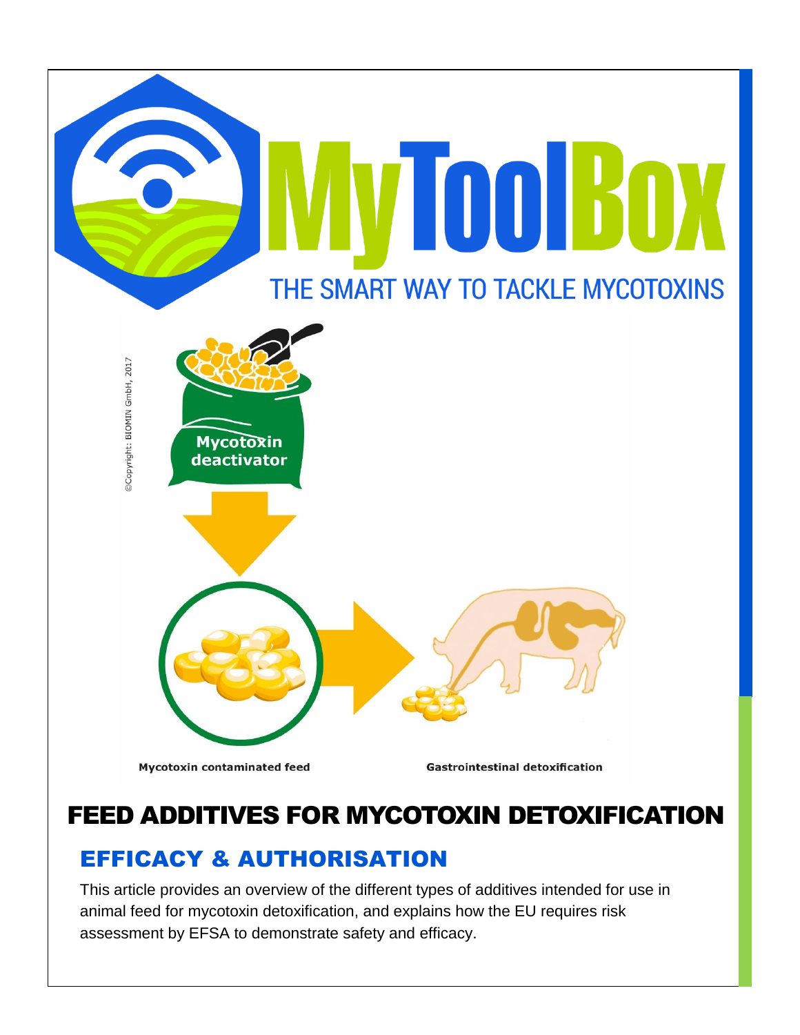# FEED ADDITIVES FOR MYCOTOXIN DETOXIFICATION

## EFFICACY & AUTHORISATION

This article provides an overview of the different types of additives intended for use in animal feed for mycotoxin detoxification, and explains how the EU requires risk assessment by EFSA to demonstrate safety and efficacy.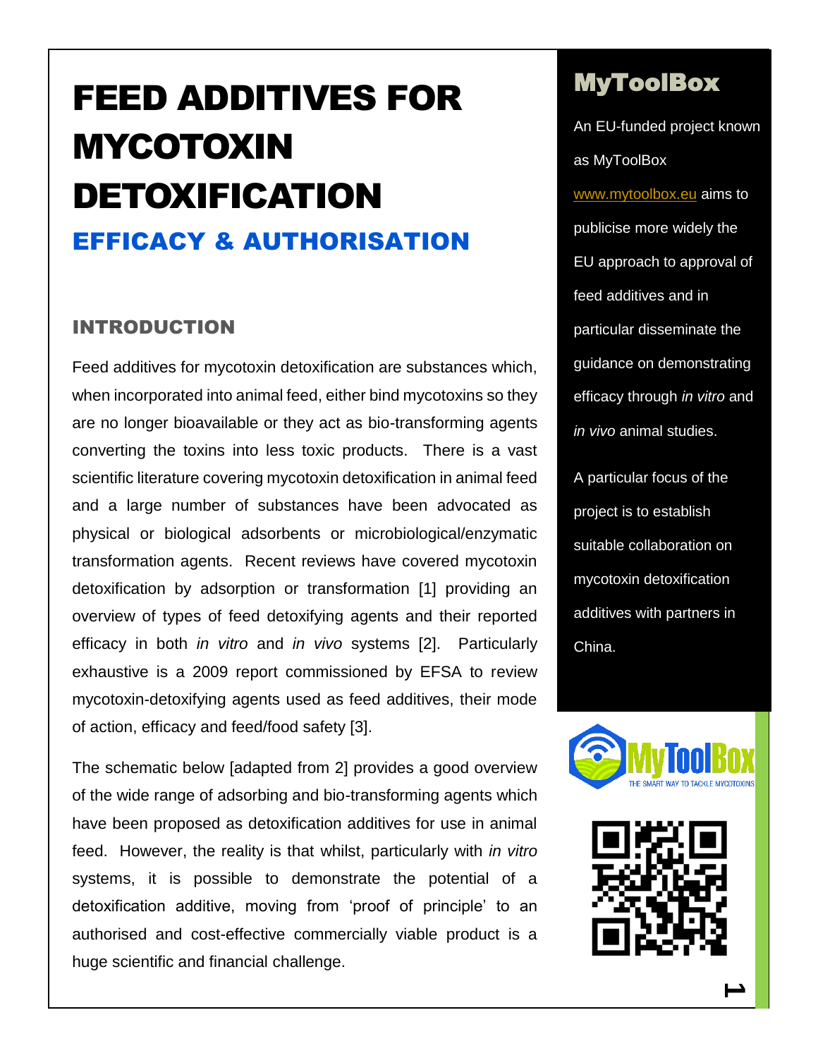# FEED ADDITIVES FOR MYCOTOXIN DETOXIFICATION

## EFFICACY & AUTHORISATION

### INTRODUCTION

Feed additives for mycotoxin detoxification are substances which, when incorporated into animal feed, either bind mycotoxins so they are no longer bioavailable or they act as bio-transforming agents converting the toxins into less toxic products. There is a vast scientific literature covering mycotoxin detoxification in animal feed and a large number of substances have been advocated as physical or biological adsorbents or microbiological/enzymatic transformation agents. Recent reviews have covered mycotoxin detoxification by adsorption or transformation [1] providing an overview of types of feed detoxifying agents and their reported efficacy in both *in vitro* and *in vivo* systems [2]. Particularly exhaustive is a 2009 report commissioned by EFSA to review mycotoxin-detoxifying agents used as feed additives, their mode of action, efficacy and feed/food safety [3].

The schematic below [adapted from 2] provides a good overview of the wide range of adsorbing and bio-transforming agents which have been proposed as detoxification additives for use in animal feed. However, the reality is that whilst, particularly with *in vitro* systems, it is possible to demonstrate the potential of a detoxification additive, moving from 'proof of principle' to an authorised and cost-effective commercially viable product is a huge scientific and financial challenge.

## MyToolBox

An EU-funded project known as MyToolBox www.mytoolbox.eu aims to publicise more widely the EU approach to approval of feed additives and in particular disseminate the guidance on demonstrating efficacy through *in vitro* and *in vivo* animal studies.

A particular focus of the project is to establish suitable collaboration on mycotoxin detoxification additives with partners in China.

MyToolBox THE SMART WAY TO TACKLE MYCOTOXINS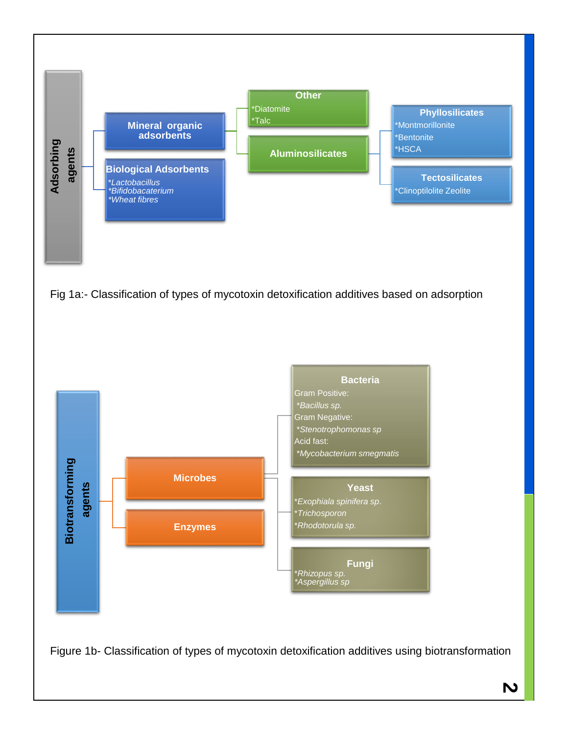- **Adsorbing agents**
  - **Mineral organic adsorbents**
    - **Other**
      - *Diatomite
      - *Talc
    - **Aluminosilicates**
      - **Phyllosilicates**
        - *Montmorillonite
        - *Bentonite
        - *HSCA
      - **Tectosilicates**
        - *Clinoptilolite Zeolite
  - **Biological Adsorbents**
    - **Lactobacillus*
    - **Bifidobacaterium*
    - **Wheat fibres*

Fig 1a:- Classification of types of mycotoxin detoxification additives based on adsorption

- **Biotransforming agents**
  - **Microbes**
    - **Bacteria**
      - Gram Positive:
        - **Bacillus sp.*
      - Gram Negative:
        - **Stenotrophomonas sp*
      - Acid fast:
        - **Mycobacterium smegmatis*
    - **Yeast**
      - **Exophiala spinifera sp.*
      - **Trichosporon*
      - **Rhodotorula sp.*
    - **Fungi**
      - **Rhizopus sp.*
      - **Aspergillus sp*
  - **Enzymes**

Figure 1b- Classification of types of mycotoxin detoxification additives using biotransformation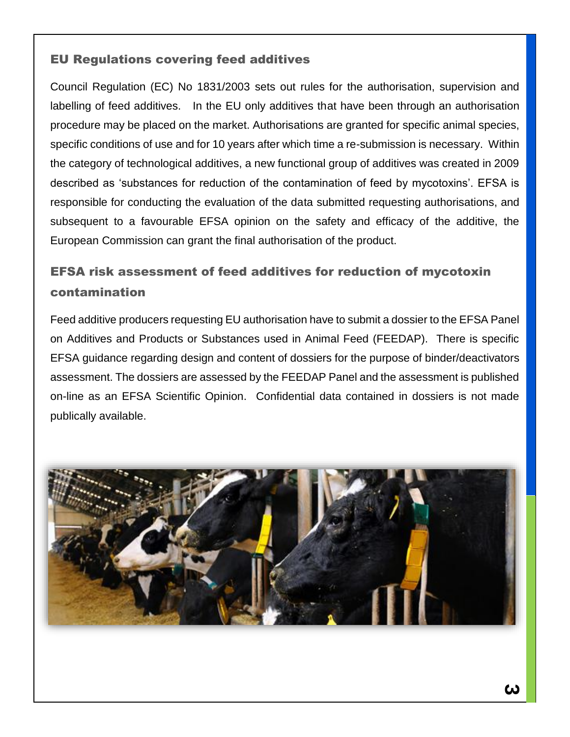## EU Regulations covering feed additives

Council Regulation (EC) No 1831/2003 sets out rules for the authorisation, supervision and labelling of feed additives. In the EU only additives that have been through an authorisation procedure may be placed on the market. Authorisations are granted for specific animal species, specific conditions of use and for 10 years after which time a re-submission is necessary. Within the category of technological additives, a new functional group of additives was created in 2009 described as 'substances for reduction of the contamination of feed by mycotoxins'. EFSA is responsible for conducting the evaluation of the data submitted requesting authorisations, and subsequent to a favourable EFSA opinion on the safety and efficacy of the additive, the European Commission can grant the final authorisation of the product.

## EFSA risk assessment of feed additives for reduction of mycotoxin contamination

Feed additive producers requesting EU authorisation have to submit a dossier to the EFSA Panel on Additives and Products or Substances used in Animal Feed (FEEDAP). There is specific EFSA guidance regarding design and content of dossiers for the purpose of binder/deactivators assessment. The dossiers are assessed by the FEEDAP Panel and the assessment is published on-line as an EFSA Scientific Opinion. Confidential data contained in dossiers is not made publically available.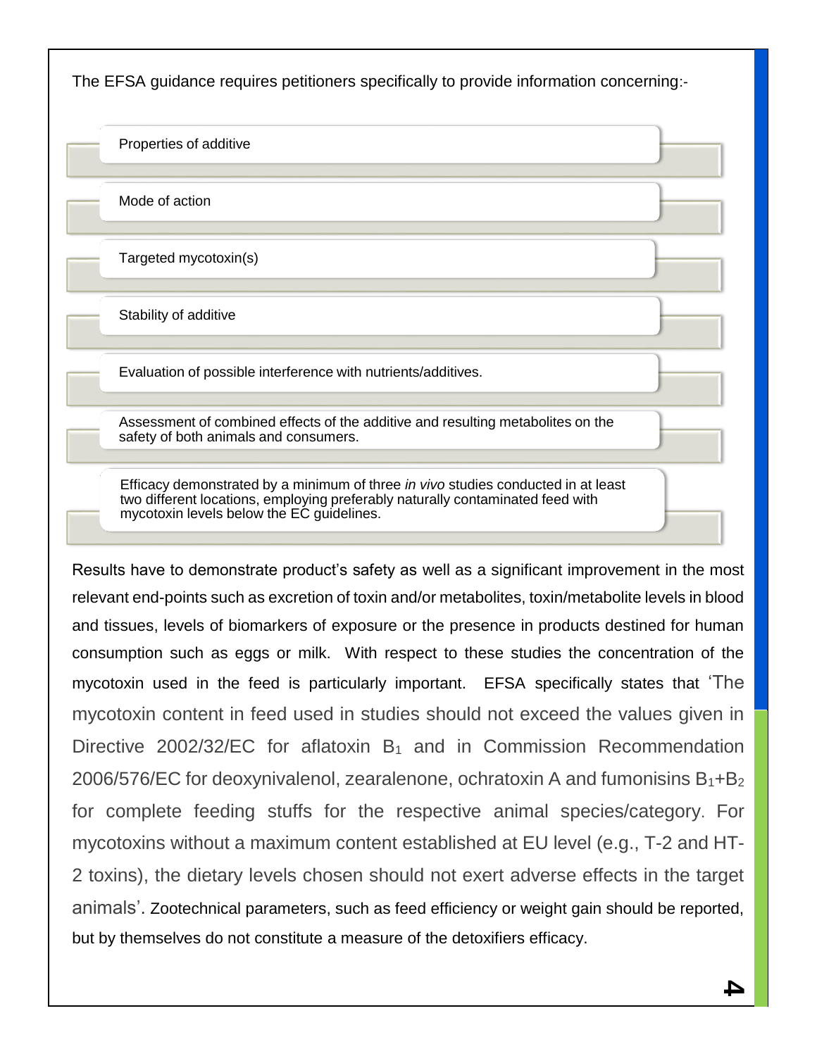The EFSA guidance requires petitioners specifically to provide information concerning:-

- Properties of additive
- Mode of action
- Targeted mycotoxin(s)
- Stability of additive
- Evaluation of possible interference with nutrients/additives.
- Assessment of combined effects of the additive and resulting metabolites on the safety of both animals and consumers.
- Efficacy demonstrated by a minimum of three *in vivo* studies conducted in at least two different locations, employing preferably naturally contaminated feed with mycotoxin levels below the EC guidelines.

Results have to demonstrate product's safety as well as a significant improvement in the most relevant end-points such as excretion of toxin and/or metabolites, toxin/metabolite levels in blood and tissues, levels of biomarkers of exposure or the presence in products destined for human consumption such as eggs or milk. With respect to these studies the concentration of the mycotoxin used in the feed is particularly important. EFSA specifically states that 'The mycotoxin content in feed used in studies should not exceed the values given in Directive 2002/32/EC for aflatoxin $B_1$ and in Commission Recommendation 2006/576/EC for deoxynivalenol, zearalenone, ochratoxin A and fumonisins $B_1$+$B_2$ for complete feeding stuffs for the respective animal species/category. For mycotoxins without a maximum content established at EU level (e.g., T-2 and HT-2 toxins), the dietary levels chosen should not exert adverse effects in the target animals'. Zootechnical parameters, such as feed efficiency or weight gain should be reported, but by themselves do not constitute a measure of the detoxifiers efficacy.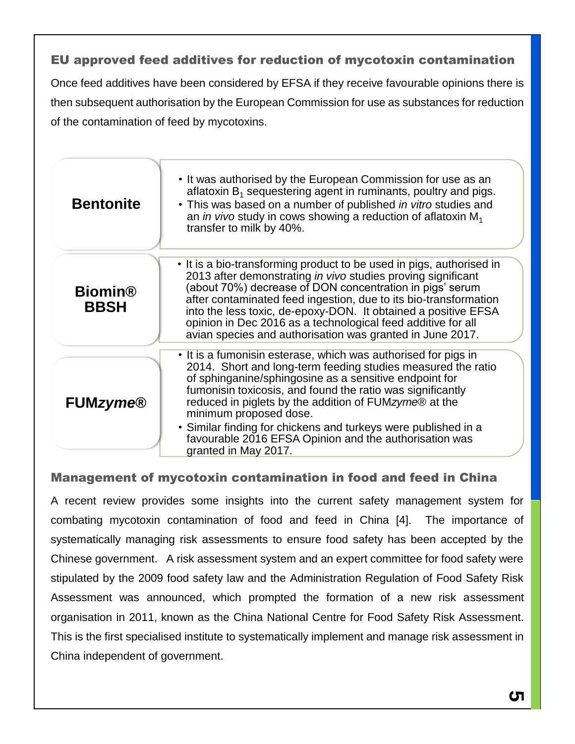## EU approved feed additives for reduction of mycotoxin contamination

Once feed additives have been considered by EFSA if they receive favourable opinions there is then subsequent authorisation by the European Commission for use as substances for reduction of the contamination of feed by mycotoxins.

| | |
|---|---|
| **Bentonite** | • It was authorised by the European Commission for use as an aflatoxin $B_1$ sequestering agent in ruminants, poultry and pigs.<br>• This was based on a number of published *in vitro* studies and an *in vivo* study in cows showing a reduction of aflatoxin $M_1$ transfer to milk by 40%. |
| **Biomin® BBSH** | • It is a bio-transforming product to be used in pigs, authorised in 2013 after demonstrating *in vivo* studies proving significant (about 70%) decrease of DON concentration in pigs' serum after contaminated feed ingestion, due to its bio-transformation into the less toxic, de-epoxy-DON. It obtained a positive EFSA opinion in Dec 2016 as a technological feed additive for all avian species and authorisation was granted in June 2017. |
| **FUM*zyme*®** | • It is a fumonisin esterase, which was authorised for pigs in 2014. Short and long-term feeding studies measured the ratio of sphinganine/sphingosine as a sensitive endpoint for fumonisin toxicosis, and found the ratio was significantly reduced in piglets by the addition of FUM*zyme*® at the minimum proposed dose.<br>• Similar finding for chickens and turkeys were published in a favourable 2016 EFSA Opinion and the authorisation was granted in May 2017. |

## Management of mycotoxin contamination in food and feed in China

A recent review provides some insights into the current safety management system for combating mycotoxin contamination of food and feed in China [4]. The importance of systematically managing risk assessments to ensure food safety has been accepted by the Chinese government. A risk assessment system and an expert committee for food safety were stipulated by the 2009 food safety law and the Administration Regulation of Food Safety Risk Assessment was announced, which prompted the formation of a new risk assessment organisation in 2011, known as the China National Centre for Food Safety Risk Assessment. This is the first specialised institute to systematically implement and manage risk assessment in China independent of government.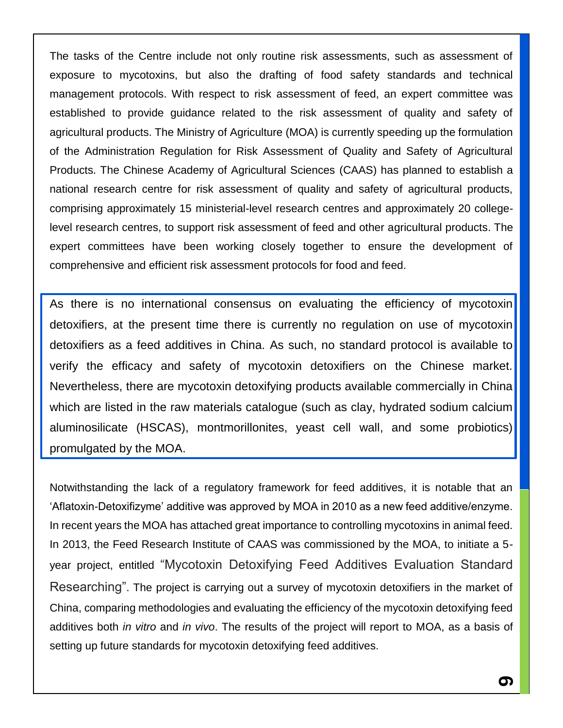The tasks of the Centre include not only routine risk assessments, such as assessment of exposure to mycotoxins, but also the drafting of food safety standards and technical management protocols. With respect to risk assessment of feed, an expert committee was established to provide guidance related to the risk assessment of quality and safety of agricultural products. The Ministry of Agriculture (MOA) is currently speeding up the formulation of the Administration Regulation for Risk Assessment of Quality and Safety of Agricultural Products. The Chinese Academy of Agricultural Sciences (CAAS) has planned to establish a national research centre for risk assessment of quality and safety of agricultural products, comprising approximately 15 ministerial-level research centres and approximately 20 college-level research centres, to support risk assessment of feed and other agricultural products. The expert committees have been working closely together to ensure the development of comprehensive and efficient risk assessment protocols for food and feed.

As there is no international consensus on evaluating the efficiency of mycotoxin detoxifiers, at the present time there is currently no regulation on use of mycotoxin detoxifiers as a feed additives in China. As such, no standard protocol is available to verify the efficacy and safety of mycotoxin detoxifiers on the Chinese market. Nevertheless, there are mycotoxin detoxifying products available commercially in China which are listed in the raw materials catalogue (such as clay, hydrated sodium calcium aluminosilicate (HSCAS), montmorillonites, yeast cell wall, and some probiotics) promulgated by the MOA.

Notwithstanding the lack of a regulatory framework for feed additives, it is notable that an 'Aflatoxin-Detoxifizyme' additive was approved by MOA in 2010 as a new feed additive/enzyme. In recent years the MOA has attached great importance to controlling mycotoxins in animal feed. In 2013, the Feed Research Institute of CAAS was commissioned by the MOA, to initiate a 5-year project, entitled "Mycotoxin Detoxifying Feed Additives Evaluation Standard Researching". The project is carrying out a survey of mycotoxin detoxifiers in the market of China, comparing methodologies and evaluating the efficiency of the mycotoxin detoxifying feed additives both *in vitro* and *in vivo*. The results of the project will report to MOA, as a basis of setting up future standards for mycotoxin detoxifying feed additives.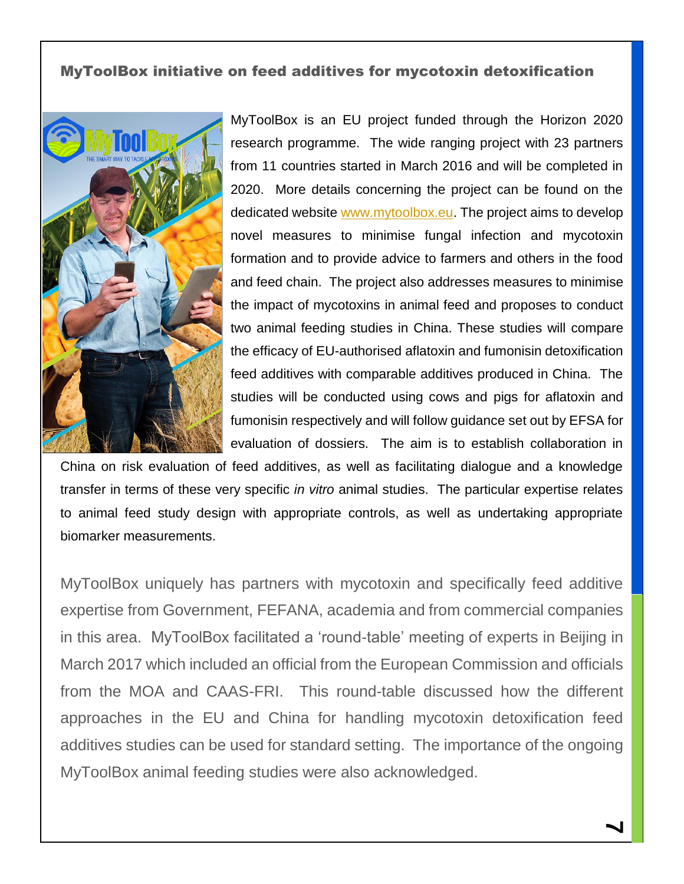## MyToolBox initiative on feed additives for mycotoxin detoxification

MyToolBox is an EU project funded through the Horizon 2020 research programme. The wide ranging project with 23 partners from 11 countries started in March 2016 and will be completed in 2020. More details concerning the project can be found on the dedicated website www.mytoolbox.eu. The project aims to develop novel measures to minimise fungal infection and mycotoxin formation and to provide advice to farmers and others in the food and feed chain. The project also addresses measures to minimise the impact of mycotoxins in animal feed and proposes to conduct two animal feeding studies in China. These studies will compare the efficacy of EU-authorised aflatoxin and fumonisin detoxification feed additives with comparable additives produced in China. The studies will be conducted using cows and pigs for aflatoxin and fumonisin respectively and will follow guidance set out by EFSA for evaluation of dossiers. The aim is to establish collaboration in China on risk evaluation of feed additives, as well as facilitating dialogue and a knowledge transfer in terms of these very specific *in vitro* animal studies. The particular expertise relates to animal feed study design with appropriate controls, as well as undertaking appropriate biomarker measurements.

MyToolBox uniquely has partners with mycotoxin and specifically feed additive expertise from Government, FEFANA, academia and from commercial companies in this area. MyToolBox facilitated a 'round-table' meeting of experts in Beijing in March 2017 which included an official from the European Commission and officials from the MOA and CAAS-FRI. This round-table discussed how the different approaches in the EU and China for handling mycotoxin detoxification feed additives studies can be used for standard setting. The importance of the ongoing MyToolBox animal feeding studies were also acknowledged.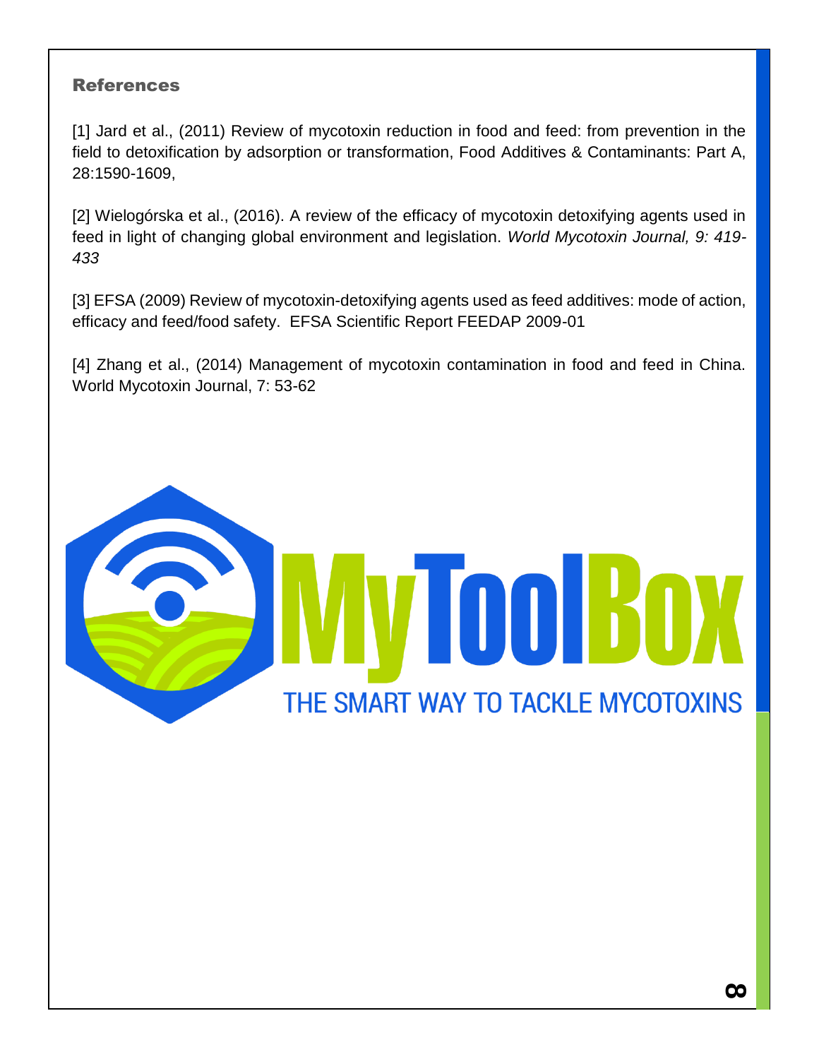## References

[1] Jard et al., (2011) Review of mycotoxin reduction in food and feed: from prevention in the field to detoxification by adsorption or transformation, Food Additives & Contaminants: Part A, 28:1590-1609,

[2] Wielogórska et al., (2016). A review of the efficacy of mycotoxin detoxifying agents used in feed in light of changing global environment and legislation. *World Mycotoxin Journal, 9: 419-433*

[3] EFSA (2009) Review of mycotoxin-detoxifying agents used as feed additives: mode of action, efficacy and feed/food safety. EFSA Scientific Report FEEDAP 2009-01

[4] Zhang et al., (2014) Management of mycotoxin contamination in food and feed in China. World Mycotoxin Journal, 7: 53-62

MyToolBox

THE SMART WAY TO TACKLE MYCOTOXINS